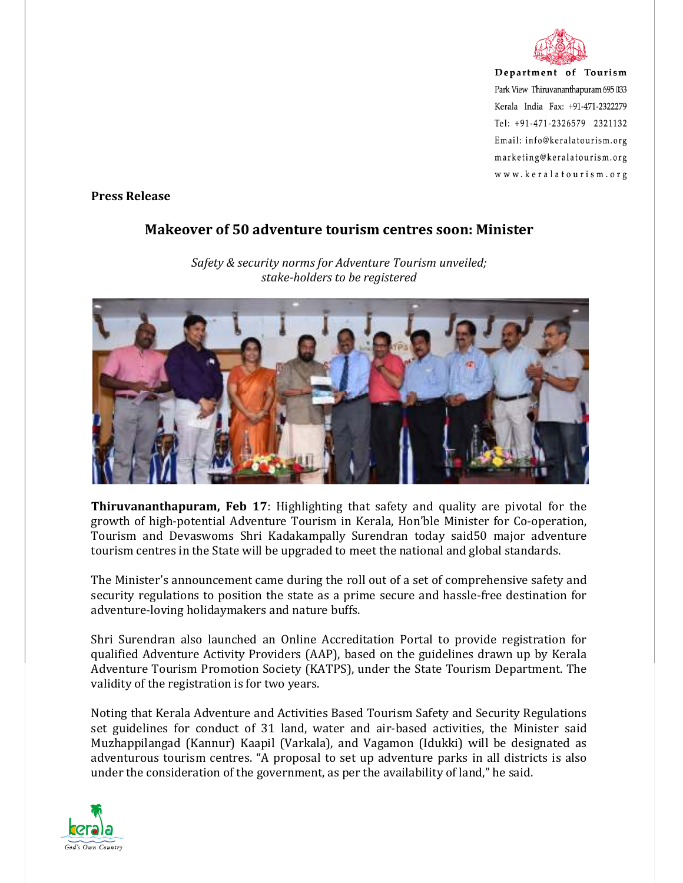Department of Tourism
Park View Thiruvananthapuram 695 033
Kerala India Fax: +91-471-2322279
Tel: +91-471-2326579 2321132
Email: info@keralatourism.org
marketing@keralatourism.org
www.keralatourism.org

**Press Release**

## Makeover of 50 adventure tourism centres soon: Minister

*Safety & security norms for Adventure Tourism unveiled; stake-holders to be registered*

**Thiruvananthapuram, Feb 17**: Highlighting that safety and quality are pivotal for the growth of high-potential Adventure Tourism in Kerala, Hon'ble Minister for Co-operation, Tourism and Devaswoms Shri Kadakampally Surendran today said50 major adventure tourism centres in the State will be upgraded to meet the national and global standards.

The Minister's announcement came during the roll out of a set of comprehensive safety and security regulations to position the state as a prime secure and hassle-free destination for adventure-loving holidaymakers and nature buffs.

Shri Surendran also launched an Online Accreditation Portal to provide registration for qualified Adventure Activity Providers (AAP), based on the guidelines drawn up by Kerala Adventure Tourism Promotion Society (KATPS), under the State Tourism Department. The validity of the registration is for two years.

Noting that Kerala Adventure and Activities Based Tourism Safety and Security Regulations set guidelines for conduct of 31 land, water and air-based activities, the Minister said Muzhappilangad (Kannur) Kaapil (Varkala), and Vagamon (Idukki) will be designated as adventurous tourism centres. "A proposal to set up adventure parks in all districts is also under the consideration of the government, as per the availability of land," he said.

Kerala
God's Own Country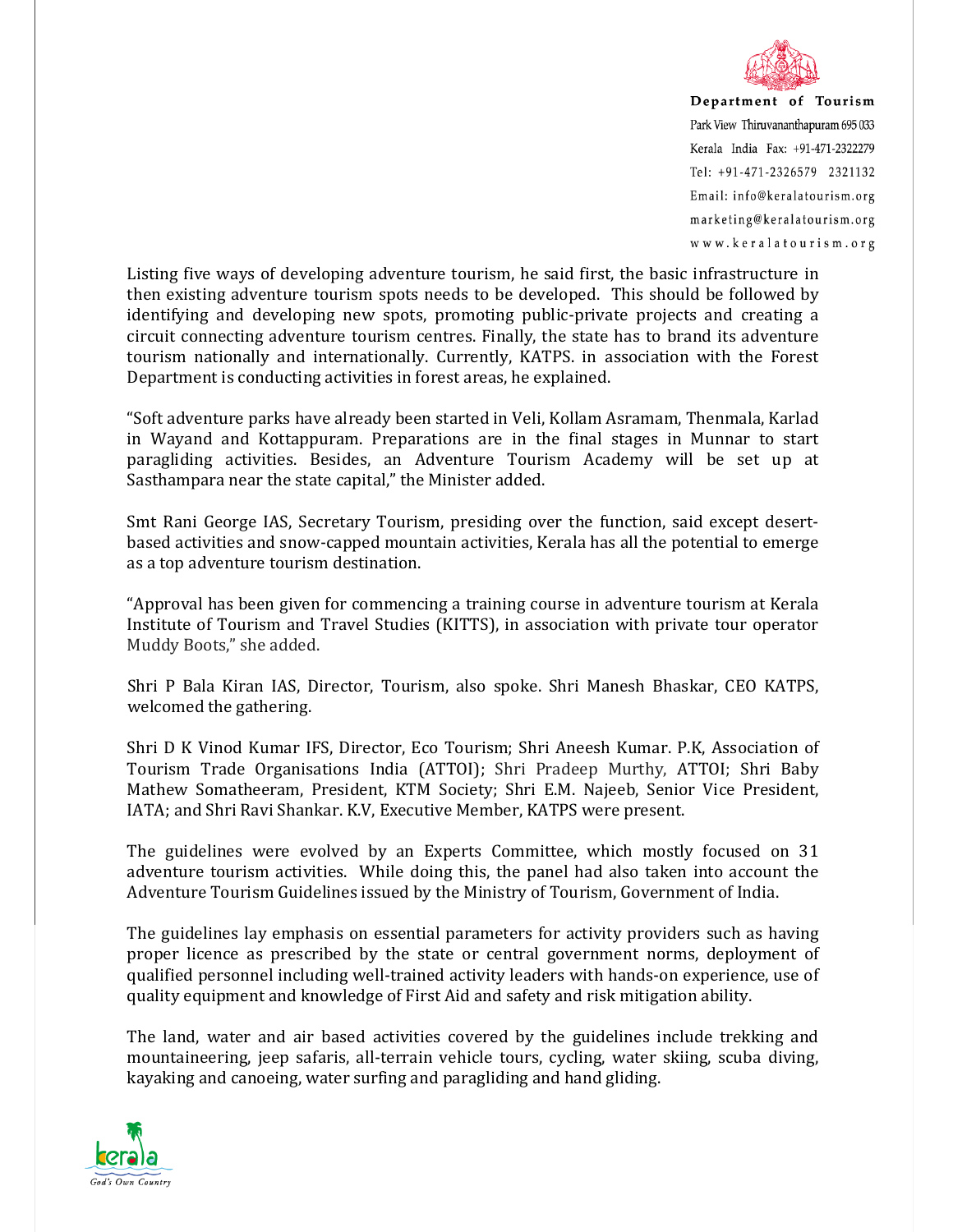Listing five ways of developing adventure tourism, he said first, the basic infrastructure in then existing adventure tourism spots needs to be developed. This should be followed by identifying and developing new spots, promoting public-private projects and creating a circuit connecting adventure tourism centres. Finally, the state has to brand its adventure tourism nationally and internationally. Currently, KATPS. in association with the Forest Department is conducting activities in forest areas, he explained.

"Soft adventure parks have already been started in Veli, Kollam Asramam, Thenmala, Karlad in Wayand and Kottappuram. Preparations are in the final stages in Munnar to start paragliding activities. Besides, an Adventure Tourism Academy will be set up at Sasthampara near the state capital," the Minister added.

Smt Rani George IAS, Secretary Tourism, presiding over the function, said except desert-based activities and snow-capped mountain activities, Kerala has all the potential to emerge as a top adventure tourism destination.

"Approval has been given for commencing a training course in adventure tourism at Kerala Institute of Tourism and Travel Studies (KITTS), in association with private tour operator Muddy Boots," she added.

Shri P Bala Kiran IAS, Director, Tourism, also spoke. Shri Manesh Bhaskar, CEO KATPS, welcomed the gathering.

Shri D K Vinod Kumar IFS, Director, Eco Tourism; Shri Aneesh Kumar. P.K, Association of Tourism Trade Organisations India (ATTOI); Shri Pradeep Murthy, ATTOI; Shri Baby Mathew Somatheeram, President, KTM Society; Shri E.M. Najeeb, Senior Vice President, IATA; and Shri Ravi Shankar. K.V, Executive Member, KATPS were present.

The guidelines were evolved by an Experts Committee, which mostly focused on 31 adventure tourism activities. While doing this, the panel had also taken into account the Adventure Tourism Guidelines issued by the Ministry of Tourism, Government of India.

The guidelines lay emphasis on essential parameters for activity providers such as having proper licence as prescribed by the state or central government norms, deployment of qualified personnel including well-trained activity leaders with hands-on experience, use of quality equipment and knowledge of First Aid and safety and risk mitigation ability.

The land, water and air based activities covered by the guidelines include trekking and mountaineering, jeep safaris, all-terrain vehicle tours, cycling, water skiing, scuba diving, kayaking and canoeing, water surfing and paragliding and hand gliding.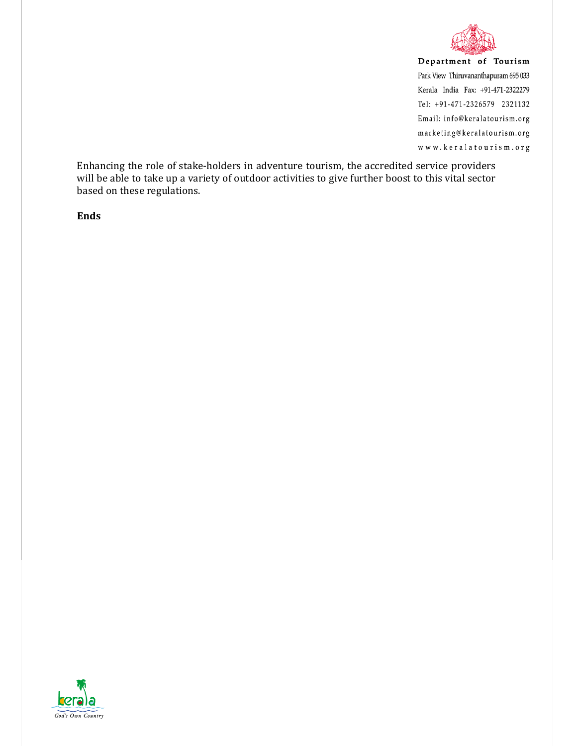Enhancing the role of stake-holders in adventure tourism, the accredited service providers will be able to take up a variety of outdoor activities to give further boost to this vital sector based on these regulations.

**Ends**